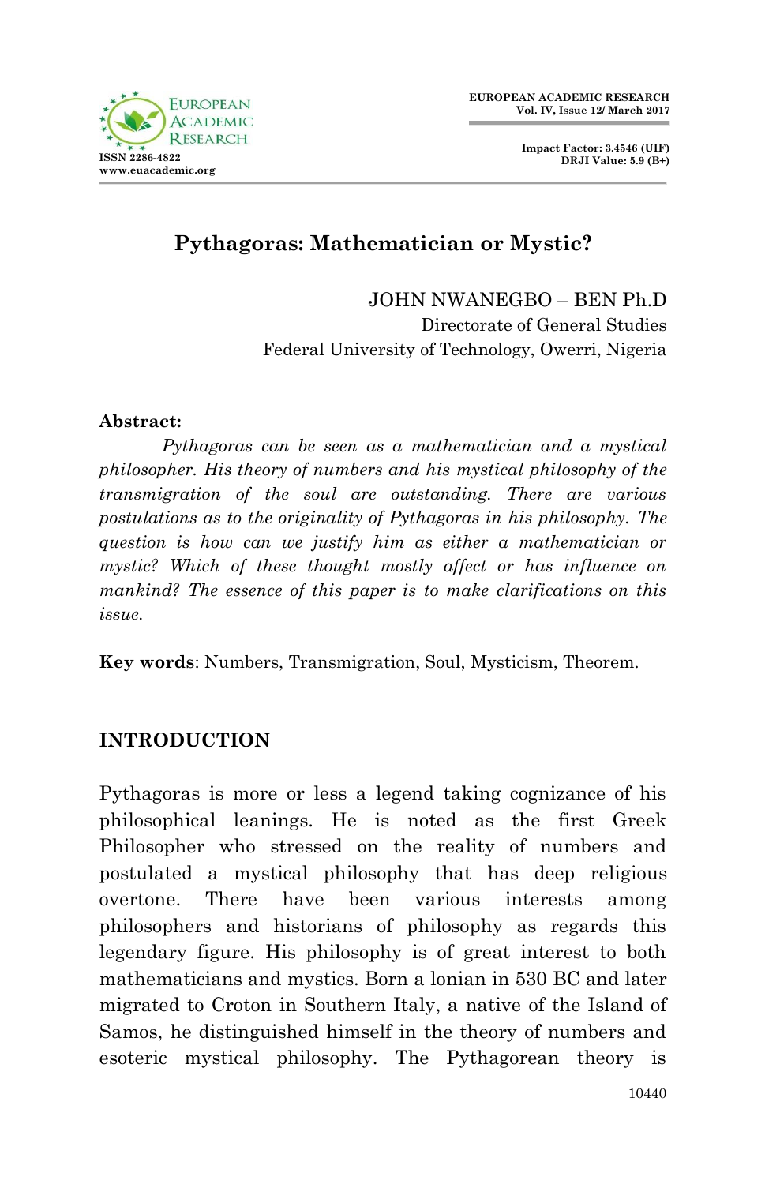# Pythagoras: Mathematician or Mystic?

JOHN NWANEGBO – BEN Ph.D
Directorate of General Studies
Federal University of Technology, Owerri, Nigeria

**Abstract:**

*Pythagoras can be seen as a mathematician and a mystical philosopher. His theory of numbers and his mystical philosophy of the transmigration of the soul are outstanding. There are various postulations as to the originality of Pythagoras in his philosophy. The question is how can we justify him as either a mathematician or mystic? Which of these thought mostly affect or has influence on mankind? The essence of this paper is to make clarifications on this issue.*

**Key words**: Numbers, Transmigration, Soul, Mysticism, Theorem.

## INTRODUCTION

Pythagoras is more or less a legend taking cognizance of his philosophical leanings. He is noted as the first Greek Philosopher who stressed on the reality of numbers and postulated a mystical philosophy that has deep religious overtone. There have been various interests among philosophers and historians of philosophy as regards this legendary figure. His philosophy is of great interest to both mathematicians and mystics. Born a Ionian in 530 BC and later migrated to Croton in Southern Italy, a native of the Island of Samos, he distinguished himself in the theory of numbers and esoteric mystical philosophy. The Pythagorean theory is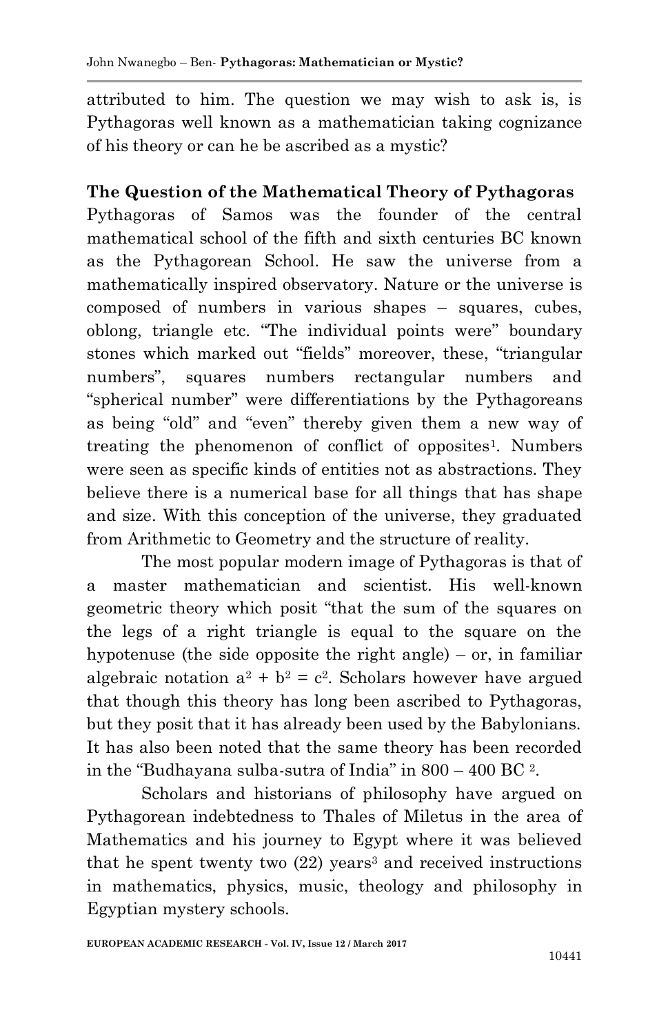attributed to him. The question we may wish to ask is, is Pythagoras well known as a mathematician taking cognizance of his theory or can he be ascribed as a mystic?

## The Question of the Mathematical Theory of Pythagoras

Pythagoras of Samos was the founder of the central mathematical school of the fifth and sixth centuries BC known as the Pythagorean School. He saw the universe from a mathematically inspired observatory. Nature or the universe is composed of numbers in various shapes – squares, cubes, oblong, triangle etc. "The individual points were" boundary stones which marked out "fields" moreover, these, "triangular numbers", squares numbers rectangular numbers and "spherical number" were differentiations by the Pythagoreans as being "old" and "even" thereby given them a new way of treating the phenomenon of conflict of opposites[1]. Numbers were seen as specific kinds of entities not as abstractions. They believe there is a numerical base for all things that has shape and size. With this conception of the universe, they graduated from Arithmetic to Geometry and the structure of reality.

The most popular modern image of Pythagoras is that of a master mathematician and scientist. His well-known geometric theory which posit "that the sum of the squares on the legs of a right triangle is equal to the square on the hypotenuse (the side opposite the right angle) – or, in familiar algebraic notation $a^2 + b^2 = c^2$. Scholars however have argued that though this theory has long been ascribed to Pythagoras, but they posit that it has already been used by the Babylonians. It has also been noted that the same theory has been recorded in the "Budhayana sulba-sutra of India" in 800 – 400 BC [2].

Scholars and historians of philosophy have argued on Pythagorean indebtedness to Thales of Miletus in the area of Mathematics and his journey to Egypt where it was believed that he spent twenty two (22) years[3] and received instructions in mathematics, physics, music, theology and philosophy in Egyptian mystery schools.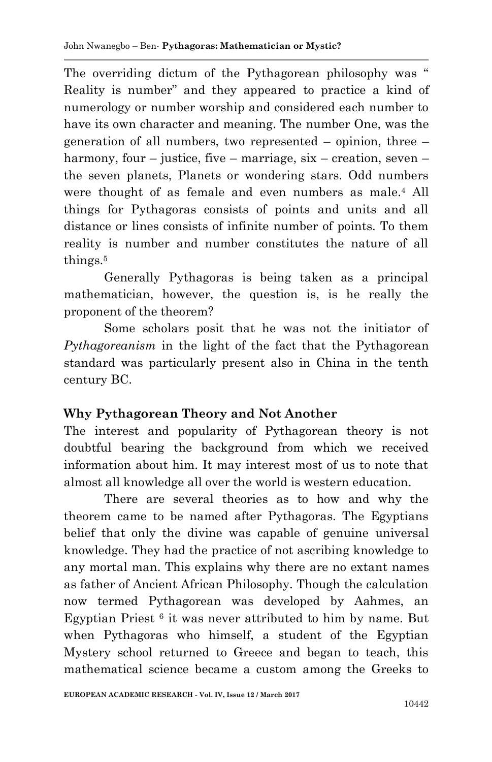The overriding dictum of the Pythagorean philosophy was " Reality is number" and they appeared to practice a kind of numerology or number worship and considered each number to have its own character and meaning. The number One, was the generation of all numbers, two represented – opinion, three – harmony, four – justice, five – marriage, six – creation, seven – the seven planets, Planets or wondering stars. Odd numbers were thought of as female and even numbers as male.[4] All things for Pythagoras consists of points and units and all distance or lines consists of infinite number of points. To them reality is number and number constitutes the nature of all things.[5]

Generally Pythagoras is being taken as a principal mathematician, however, the question is, is he really the proponent of the theorem?

Some scholars posit that he was not the initiator of *Pythagoreanism* in the light of the fact that the Pythagorean standard was particularly present also in China in the tenth century BC.

## Why Pythagorean Theory and Not Another

The interest and popularity of Pythagorean theory is not doubtful bearing the background from which we received information about him. It may interest most of us to note that almost all knowledge all over the world is western education.

There are several theories as to how and why the theorem came to be named after Pythagoras. The Egyptians belief that only the divine was capable of genuine universal knowledge. They had the practice of not ascribing knowledge to any mortal man. This explains why there are no extant names as father of Ancient African Philosophy. Though the calculation now termed Pythagorean was developed by Aahmes, an Egyptian Priest [6] it was never attributed to him by name. But when Pythagoras who himself, a student of the Egyptian Mystery school returned to Greece and began to teach, this mathematical science became a custom among the Greeks to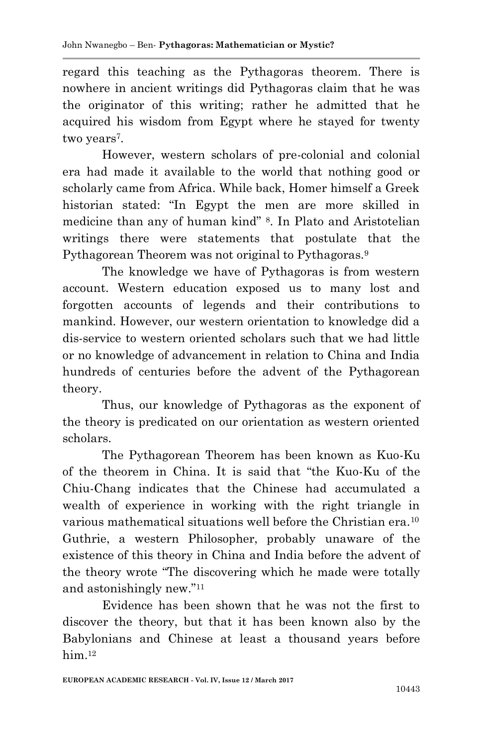regard this teaching as the Pythagoras theorem. There is nowhere in ancient writings did Pythagoras claim that he was the originator of this writing; rather he admitted that he acquired his wisdom from Egypt where he stayed for twenty two years[7].

However, western scholars of pre-colonial and colonial era had made it available to the world that nothing good or scholarly came from Africa. While back, Homer himself a Greek historian stated: "In Egypt the men are more skilled in medicine than any of human kind" [8]. In Plato and Aristotelian writings there were statements that postulate that the Pythagorean Theorem was not original to Pythagoras.[9]

The knowledge we have of Pythagoras is from western account. Western education exposed us to many lost and forgotten accounts of legends and their contributions to mankind. However, our western orientation to knowledge did a dis-service to western oriented scholars such that we had little or no knowledge of advancement in relation to China and India hundreds of centuries before the advent of the Pythagorean theory.

Thus, our knowledge of Pythagoras as the exponent of the theory is predicated on our orientation as western oriented scholars.

The Pythagorean Theorem has been known as Kuo-Ku of the theorem in China. It is said that "the Kuo-Ku of the Chiu-Chang indicates that the Chinese had accumulated a wealth of experience in working with the right triangle in various mathematical situations well before the Christian era.[10] Guthrie, a western Philosopher, probably unaware of the existence of this theory in China and India before the advent of the theory wrote "The discovering which he made were totally and astonishingly new."[11]

Evidence has been shown that he was not the first to discover the theory, but that it has been known also by the Babylonians and Chinese at least a thousand years before him.[12]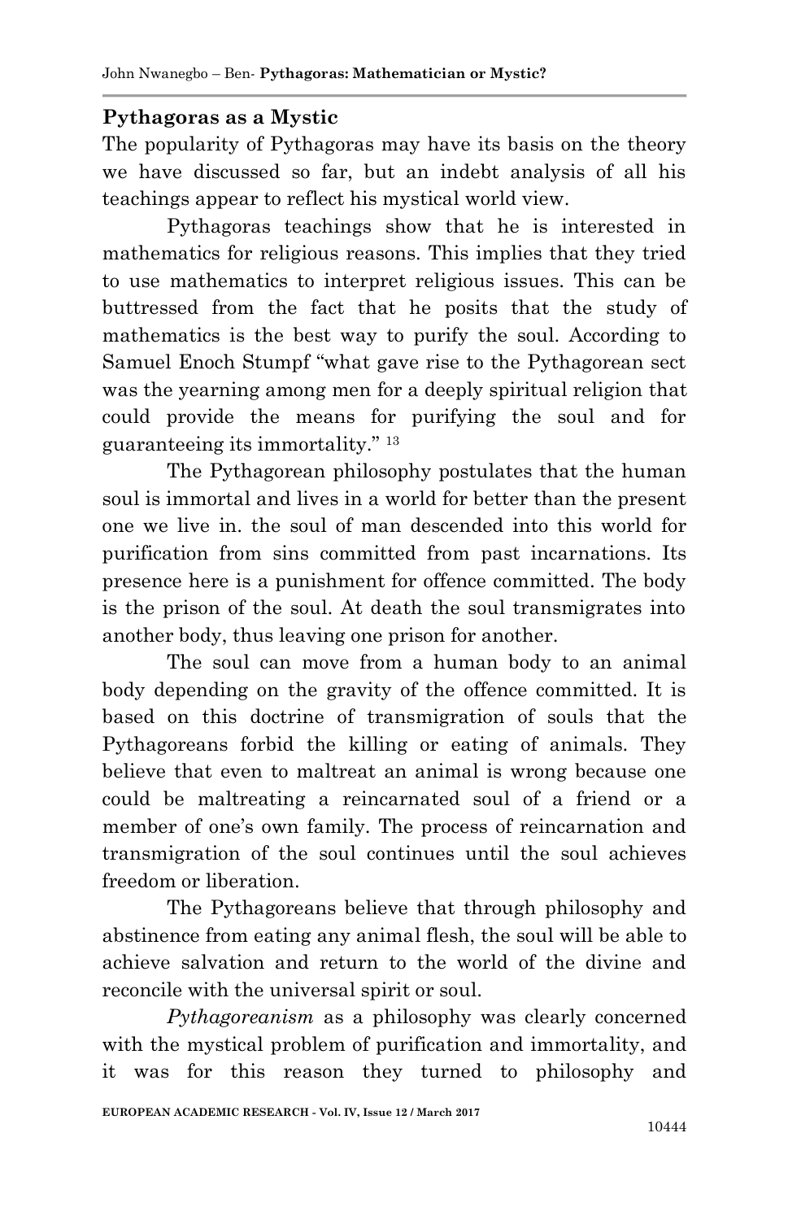## Pythagoras as a Mystic

The popularity of Pythagoras may have its basis on the theory we have discussed so far, but an indebt analysis of all his teachings appear to reflect his mystical world view.

Pythagoras teachings show that he is interested in mathematics for religious reasons. This implies that they tried to use mathematics to interpret religious issues. This can be buttressed from the fact that he posits that the study of mathematics is the best way to purify the soul. According to Samuel Enoch Stumpf "what gave rise to the Pythagorean sect was the yearning among men for a deeply spiritual religion that could provide the means for purifying the soul and for guaranteeing its immortality." [13]

The Pythagorean philosophy postulates that the human soul is immortal and lives in a world for better than the present one we live in. the soul of man descended into this world for purification from sins committed from past incarnations. Its presence here is a punishment for offence committed. The body is the prison of the soul. At death the soul transmigrates into another body, thus leaving one prison for another.

The soul can move from a human body to an animal body depending on the gravity of the offence committed. It is based on this doctrine of transmigration of souls that the Pythagoreans forbid the killing or eating of animals. They believe that even to maltreat an animal is wrong because one could be maltreating a reincarnated soul of a friend or a member of one's own family. The process of reincarnation and transmigration of the soul continues until the soul achieves freedom or liberation.

The Pythagoreans believe that through philosophy and abstinence from eating any animal flesh, the soul will be able to achieve salvation and return to the world of the divine and reconcile with the universal spirit or soul.

*Pythagoreanism* as a philosophy was clearly concerned with the mystical problem of purification and immortality, and it was for this reason they turned to philosophy and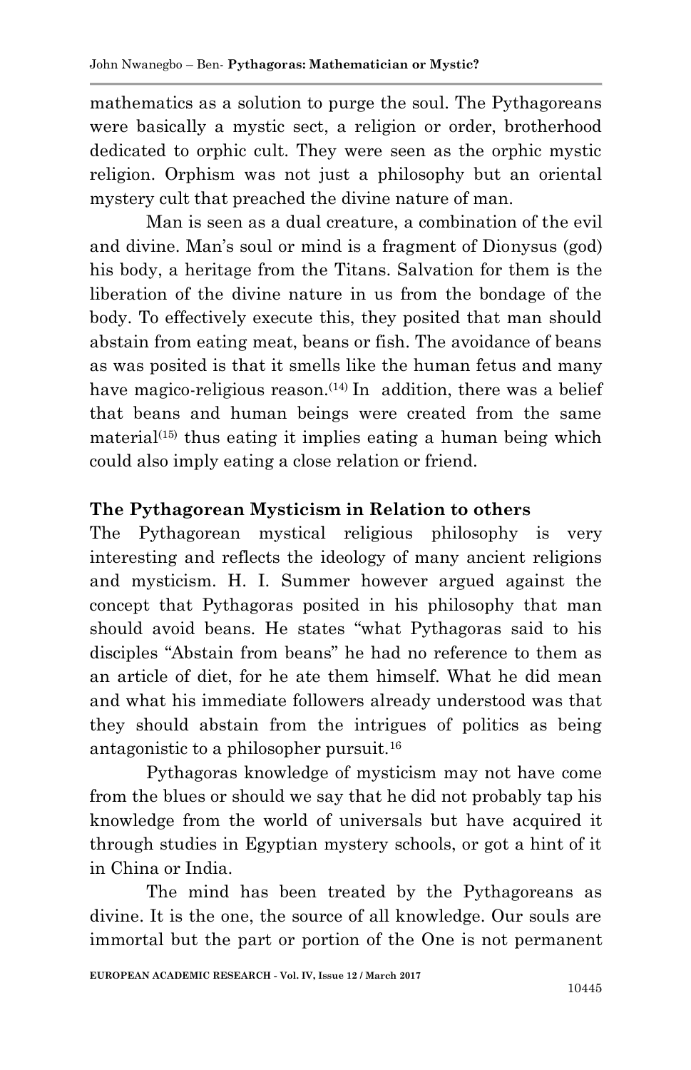mathematics as a solution to purge the soul. The Pythagoreans were basically a mystic sect, a religion or order, brotherhood dedicated to orphic cult. They were seen as the orphic mystic religion. Orphism was not just a philosophy but an oriental mystery cult that preached the divine nature of man.

Man is seen as a dual creature, a combination of the evil and divine. Man's soul or mind is a fragment of Dionysus (god) his body, a heritage from the Titans. Salvation for them is the liberation of the divine nature in us from the bondage of the body. To effectively execute this, they posited that man should abstain from eating meat, beans or fish. The avoidance of beans as was posited is that it smells like the human fetus and many have magico-religious reason.[(14)] In addition, there was a belief that beans and human beings were created from the same material[(15)] thus eating it implies eating a human being which could also imply eating a close relation or friend.

## The Pythagorean Mysticism in Relation to others

The Pythagorean mystical religious philosophy is very interesting and reflects the ideology of many ancient religions and mysticism. H. I. Summer however argued against the concept that Pythagoras posited in his philosophy that man should avoid beans. He states "what Pythagoras said to his disciples "Abstain from beans" he had no reference to them as an article of diet, for he ate them himself. What he did mean and what his immediate followers already understood was that they should abstain from the intrigues of politics as being antagonistic to a philosopher pursuit.[16]

Pythagoras knowledge of mysticism may not have come from the blues or should we say that he did not probably tap his knowledge from the world of universals but have acquired it through studies in Egyptian mystery schools, or got a hint of it in China or India.

The mind has been treated by the Pythagoreans as divine. It is the one, the source of all knowledge. Our souls are immortal but the part or portion of the One is not permanent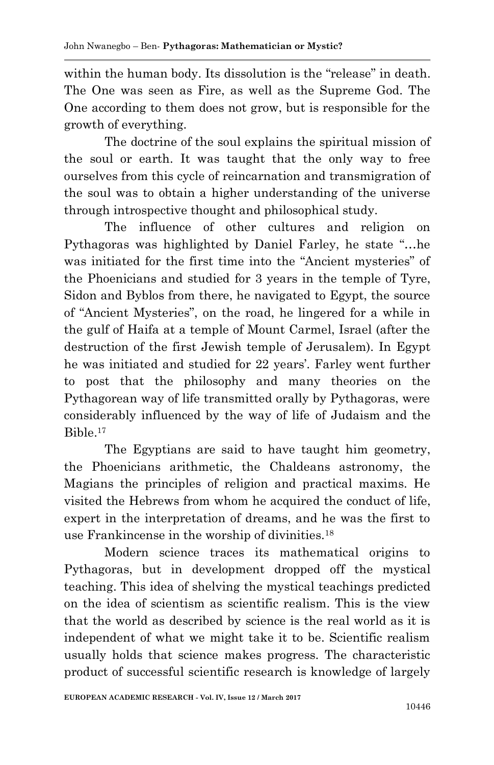within the human body. Its dissolution is the "release" in death. The One was seen as Fire, as well as the Supreme God. The One according to them does not grow, but is responsible for the growth of everything.

The doctrine of the soul explains the spiritual mission of the soul or earth. It was taught that the only way to free ourselves from this cycle of reincarnation and transmigration of the soul was to obtain a higher understanding of the universe through introspective thought and philosophical study.

The influence of other cultures and religion on Pythagoras was highlighted by Daniel Farley, he state "…he was initiated for the first time into the "Ancient mysteries" of the Phoenicians and studied for 3 years in the temple of Tyre, Sidon and Byblos from there, he navigated to Egypt, the source of "Ancient Mysteries", on the road, he lingered for a while in the gulf of Haifa at a temple of Mount Carmel, Israel (after the destruction of the first Jewish temple of Jerusalem). In Egypt he was initiated and studied for 22 years'. Farley went further to post that the philosophy and many theories on the Pythagorean way of life transmitted orally by Pythagoras, were considerably influenced by the way of life of Judaism and the Bible.[17]

The Egyptians are said to have taught him geometry, the Phoenicians arithmetic, the Chaldeans astronomy, the Magians the principles of religion and practical maxims. He visited the Hebrews from whom he acquired the conduct of life, expert in the interpretation of dreams, and he was the first to use Frankincense in the worship of divinities.[18]

Modern science traces its mathematical origins to Pythagoras, but in development dropped off the mystical teaching. This idea of shelving the mystical teachings predicted on the idea of scientism as scientific realism. This is the view that the world as described by science is the real world as it is independent of what we might take it to be. Scientific realism usually holds that science makes progress. The characteristic product of successful scientific research is knowledge of largely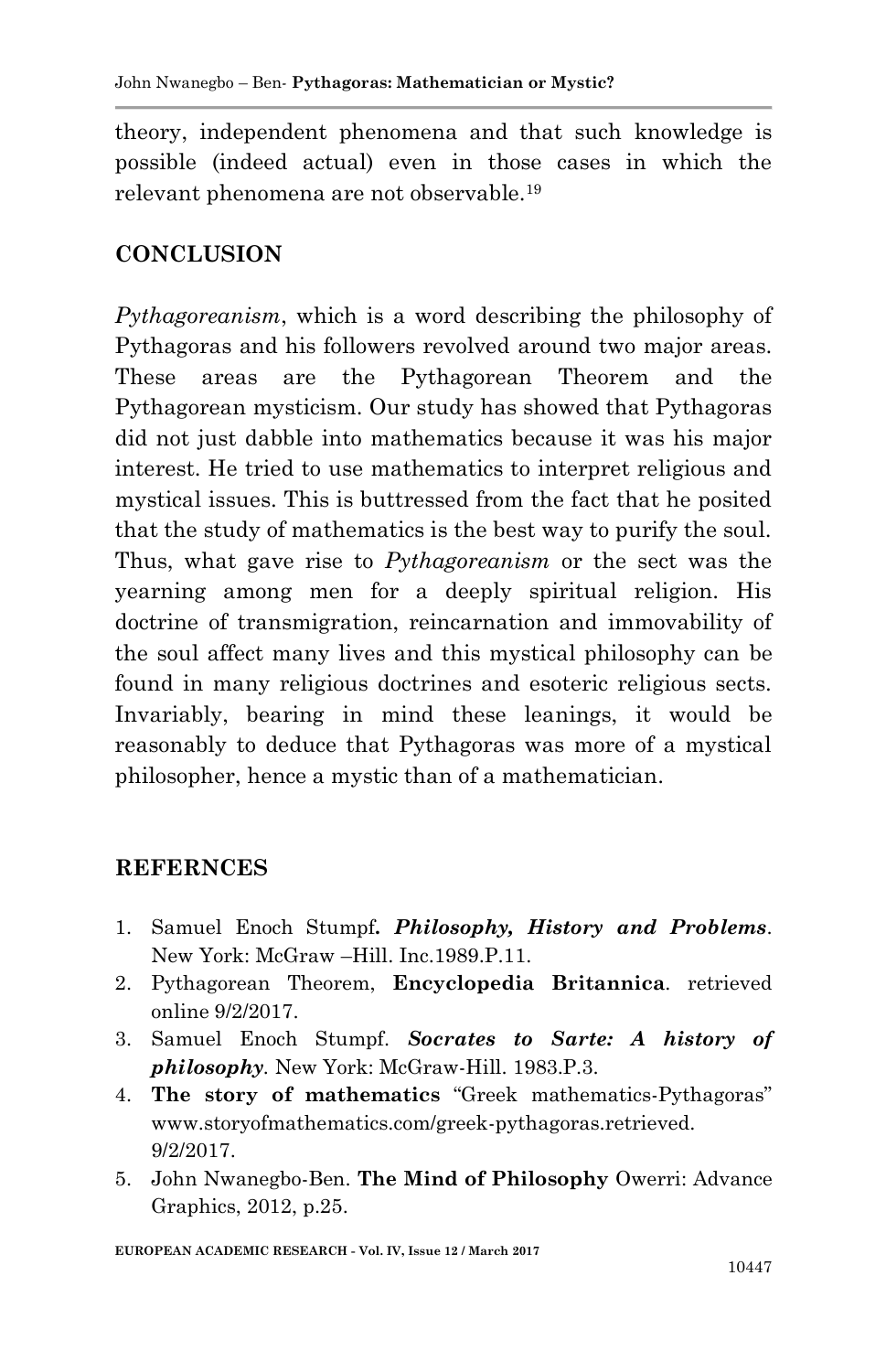theory, independent phenomena and that such knowledge is possible (indeed actual) even in those cases in which the relevant phenomena are not observable.[19]

## CONCLUSION

*Pythagoreanism*, which is a word describing the philosophy of Pythagoras and his followers revolved around two major areas. These areas are the Pythagorean Theorem and the Pythagorean mysticism. Our study has showed that Pythagoras did not just dabble into mathematics because it was his major interest. He tried to use mathematics to interpret religious and mystical issues. This is buttressed from the fact that he posited that the study of mathematics is the best way to purify the soul. Thus, what gave rise to *Pythagoreanism* or the sect was the yearning among men for a deeply spiritual religion. His doctrine of transmigration, reincarnation and immovability of the soul affect many lives and this mystical philosophy can be found in many religious doctrines and esoteric religious sects. Invariably, bearing in mind these leanings, it would be reasonably to deduce that Pythagoras was more of a mystical philosopher, hence a mystic than of a mathematician.

## REFERNCES

1. Samuel Enoch Stumpf**.** ***Philosophy, History and Problems***. New York: McGraw –Hill. Inc.1989.P.11.
2. Pythagorean Theorem, **Encyclopedia Britannica**. retrieved online 9/2/2017.
3. Samuel Enoch Stumpf. ***Socrates to Sarte: A history of philosophy***. New York: McGraw-Hill. 1983.P.3.
4. **The story of mathematics** "Greek mathematics-Pythagoras" www.storyofmathematics.com/greek-pythagoras.retrieved. 9/2/2017.
5. John Nwanegbo-Ben. **The Mind of Philosophy** Owerri: Advance Graphics, 2012, p.25.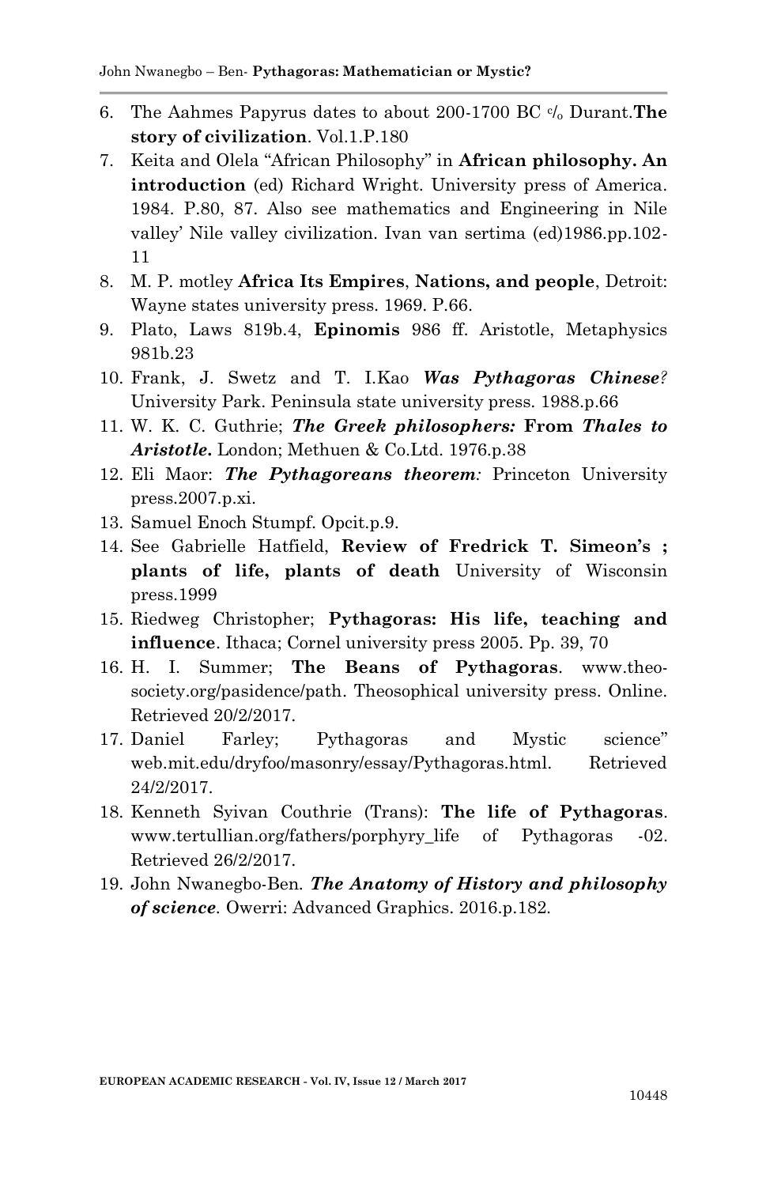6. The Aahmes Papyrus dates to about 200-1700 BC c/o Durant.**The story of civilization**. Vol.1.P.180
7. Keita and Olela "African Philosophy" in **African philosophy. An introduction** (ed) Richard Wright. University press of America. 1984. P.80, 87. Also see mathematics and Engineering in Nile valley' Nile valley civilization. Ivan van sertima (ed)1986.pp.102-11
8. M. P. motley **Africa Its Empires**, **Nations, and people**, Detroit: Wayne states university press. 1969. P.66.
9. Plato, Laws 819b.4, **Epinomis** 986 ff. Aristotle, Metaphysics 981b.23
10. Frank, J. Swetz and T. I.Kao ***Was Pythagoras Chinese****?* University Park. Peninsula state university press. 1988.p.66
11. W. K. C. Guthrie; ***The Greek philosophers:*** **From** ***Thales to Aristotle***. London; Methuen & Co.Ltd. 1976.p.38
12. Eli Maor: ***The Pythagoreans theorem****:* Princeton University press.2007.p.xi.
13. Samuel Enoch Stumpf. Opcit.p.9.
14. See Gabrielle Hatfield, **Review of Fredrick T. Simeon's ; plants of life, plants of death** University of Wisconsin press.1999
15. Riedweg Christopher; **Pythagoras: His life, teaching and influence**. Ithaca; Cornel university press 2005. Pp. 39, 70
16. H. I. Summer; **The Beans of Pythagoras**. www.theo-society.org/pasidence/path. Theosophical university press. Online. Retrieved 20/2/2017.
17. Daniel Farley; Pythagoras and Mystic science" web.mit.edu/dryfoo/masonry/essay/Pythagoras.html. Retrieved 24/2/2017.
18. Kenneth Syivan Couthrie (Trans): **The life of Pythagoras**. www.tertullian.org/fathers/porphyry_life of Pythagoras -02. Retrieved 26/2/2017.
19. John Nwanegbo-Ben. ***The Anatomy of History and philosophy of science****.* Owerri: Advanced Graphics. 2016.p.182.